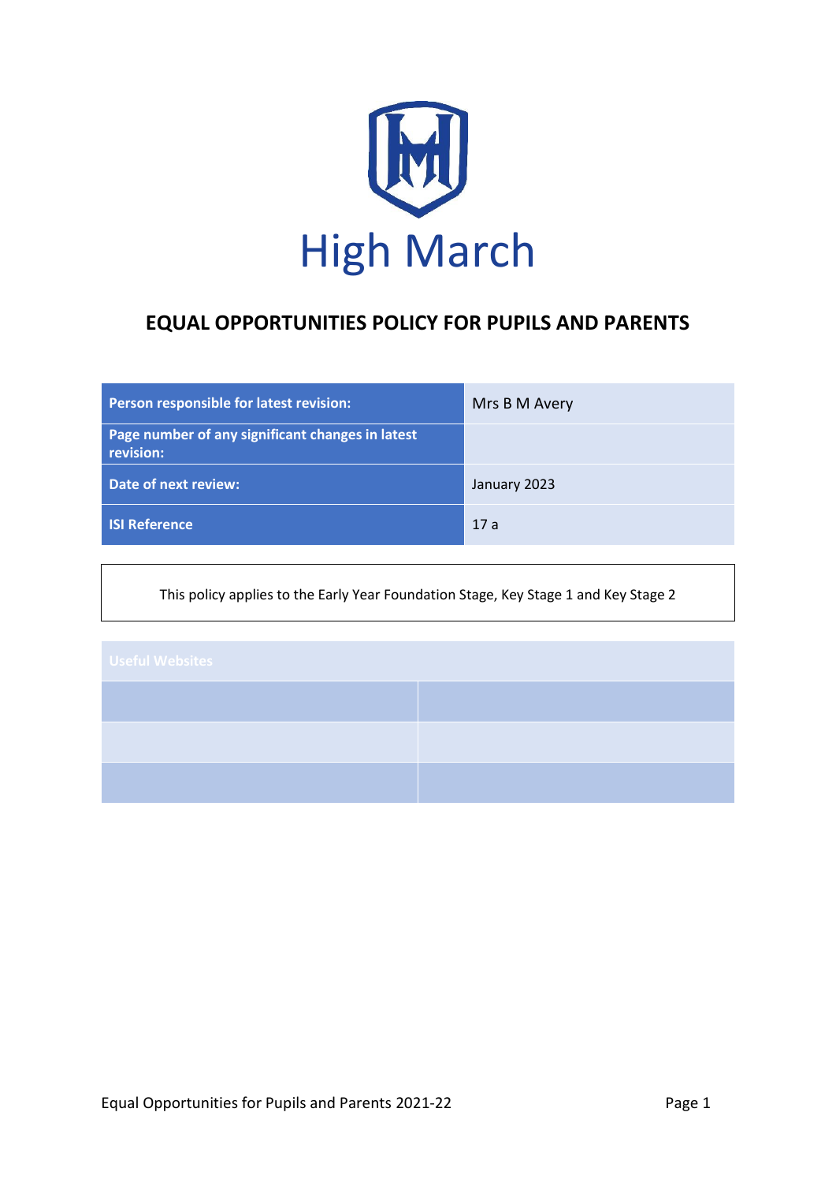High March

# EQUAL OPPORTUNITIES POLICY FOR PUPILS AND PARENTS

| Person responsible for latest revision: | Mrs B M Avery |
| --- | --- |
| Page number of any significant changes in latest revision: | |
| Date of next review: | January 2023 |
| ISI Reference | 17 a |

This policy applies to the Early Year Foundation Stage, Key Stage 1 and Key Stage 2

| Useful Websites | |
| --- | --- |
| | |
| | |
| | |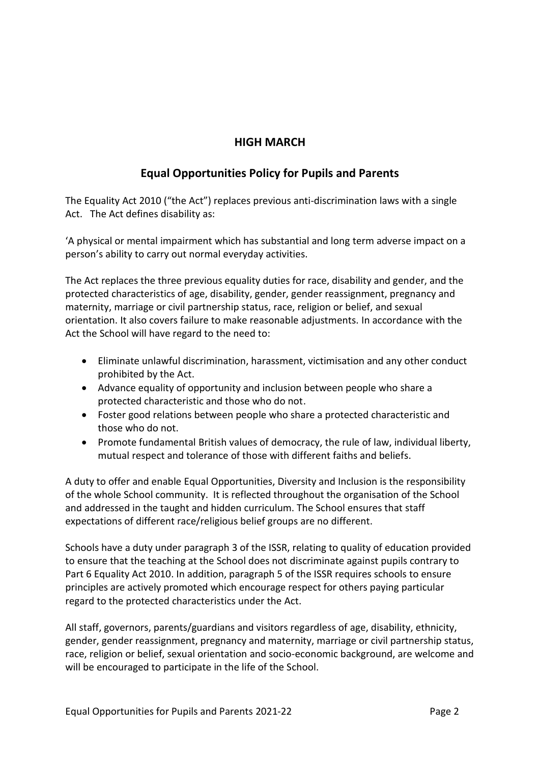## HIGH MARCH

## Equal Opportunities Policy for Pupils and Parents

The Equality Act 2010 ("the Act") replaces previous anti-discrimination laws with a single Act. The Act defines disability as:

'A physical or mental impairment which has substantial and long term adverse impact on a person's ability to carry out normal everyday activities.

The Act replaces the three previous equality duties for race, disability and gender, and the protected characteristics of age, disability, gender, gender reassignment, pregnancy and maternity, marriage or civil partnership status, race, religion or belief, and sexual orientation. It also covers failure to make reasonable adjustments. In accordance with the Act the School will have regard to the need to:

- Eliminate unlawful discrimination, harassment, victimisation and any other conduct prohibited by the Act.
- Advance equality of opportunity and inclusion between people who share a protected characteristic and those who do not.
- Foster good relations between people who share a protected characteristic and those who do not.
- Promote fundamental British values of democracy, the rule of law, individual liberty, mutual respect and tolerance of those with different faiths and beliefs.

A duty to offer and enable Equal Opportunities, Diversity and Inclusion is the responsibility of the whole School community. It is reflected throughout the organisation of the School and addressed in the taught and hidden curriculum. The School ensures that staff expectations of different race/religious belief groups are no different.

Schools have a duty under paragraph 3 of the ISSR, relating to quality of education provided to ensure that the teaching at the School does not discriminate against pupils contrary to Part 6 Equality Act 2010. In addition, paragraph 5 of the ISSR requires schools to ensure principles are actively promoted which encourage respect for others paying particular regard to the protected characteristics under the Act.

All staff, governors, parents/guardians and visitors regardless of age, disability, ethnicity, gender, gender reassignment, pregnancy and maternity, marriage or civil partnership status, race, religion or belief, sexual orientation and socio-economic background, are welcome and will be encouraged to participate in the life of the School.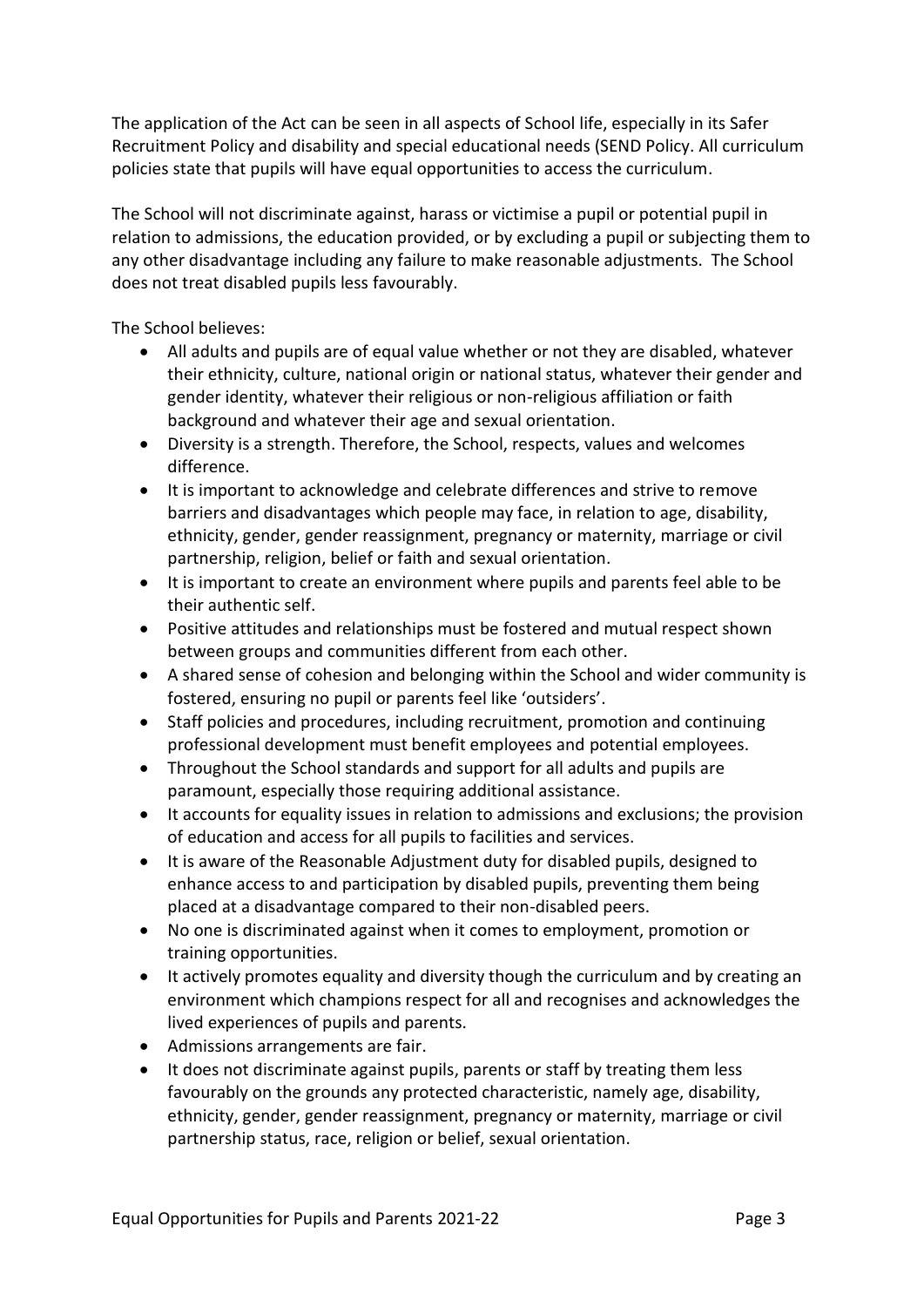The application of the Act can be seen in all aspects of School life, especially in its Safer Recruitment Policy and disability and special educational needs (SEND Policy. All curriculum policies state that pupils will have equal opportunities to access the curriculum.

The School will not discriminate against, harass or victimise a pupil or potential pupil in relation to admissions, the education provided, or by excluding a pupil or subjecting them to any other disadvantage including any failure to make reasonable adjustments. The School does not treat disabled pupils less favourably.

The School believes:

- All adults and pupils are of equal value whether or not they are disabled, whatever their ethnicity, culture, national origin or national status, whatever their gender and gender identity, whatever their religious or non-religious affiliation or faith background and whatever their age and sexual orientation.
- Diversity is a strength. Therefore, the School, respects, values and welcomes difference.
- It is important to acknowledge and celebrate differences and strive to remove barriers and disadvantages which people may face, in relation to age, disability, ethnicity, gender, gender reassignment, pregnancy or maternity, marriage or civil partnership, religion, belief or faith and sexual orientation.
- It is important to create an environment where pupils and parents feel able to be their authentic self.
- Positive attitudes and relationships must be fostered and mutual respect shown between groups and communities different from each other.
- A shared sense of cohesion and belonging within the School and wider community is fostered, ensuring no pupil or parents feel like 'outsiders'.
- Staff policies and procedures, including recruitment, promotion and continuing professional development must benefit employees and potential employees.
- Throughout the School standards and support for all adults and pupils are paramount, especially those requiring additional assistance.
- It accounts for equality issues in relation to admissions and exclusions; the provision of education and access for all pupils to facilities and services.
- It is aware of the Reasonable Adjustment duty for disabled pupils, designed to enhance access to and participation by disabled pupils, preventing them being placed at a disadvantage compared to their non-disabled peers.
- No one is discriminated against when it comes to employment, promotion or training opportunities.
- It actively promotes equality and diversity though the curriculum and by creating an environment which champions respect for all and recognises and acknowledges the lived experiences of pupils and parents.
- Admissions arrangements are fair.
- It does not discriminate against pupils, parents or staff by treating them less favourably on the grounds any protected characteristic, namely age, disability, ethnicity, gender, gender reassignment, pregnancy or maternity, marriage or civil partnership status, race, religion or belief, sexual orientation.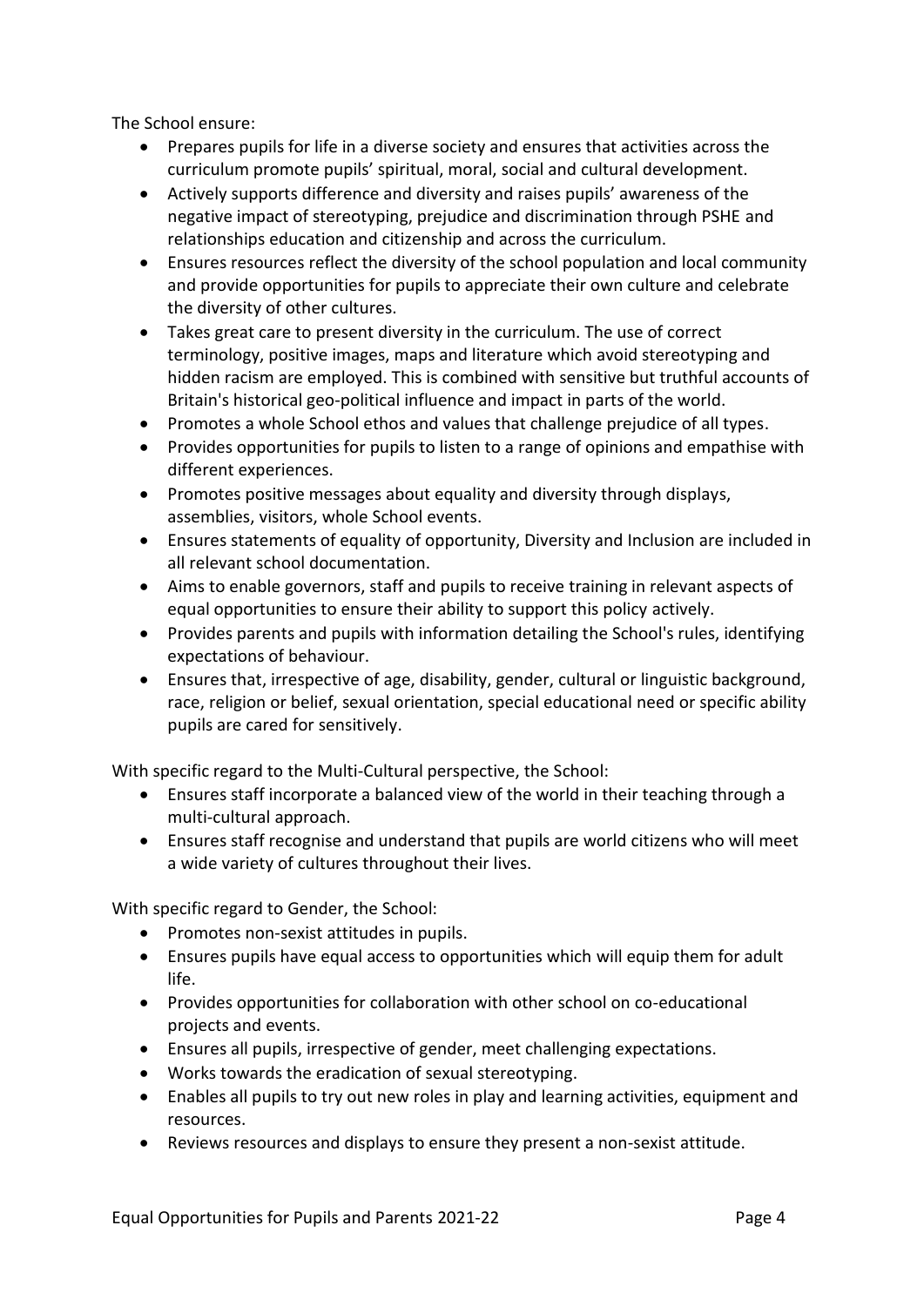The School ensure:

- Prepares pupils for life in a diverse society and ensures that activities across the curriculum promote pupils' spiritual, moral, social and cultural development.
- Actively supports difference and diversity and raises pupils' awareness of the negative impact of stereotyping, prejudice and discrimination through PSHE and relationships education and citizenship and across the curriculum.
- Ensures resources reflect the diversity of the school population and local community and provide opportunities for pupils to appreciate their own culture and celebrate the diversity of other cultures.
- Takes great care to present diversity in the curriculum. The use of correct terminology, positive images, maps and literature which avoid stereotyping and hidden racism are employed. This is combined with sensitive but truthful accounts of Britain's historical geo-political influence and impact in parts of the world.
- Promotes a whole School ethos and values that challenge prejudice of all types.
- Provides opportunities for pupils to listen to a range of opinions and empathise with different experiences.
- Promotes positive messages about equality and diversity through displays, assemblies, visitors, whole School events.
- Ensures statements of equality of opportunity, Diversity and Inclusion are included in all relevant school documentation.
- Aims to enable governors, staff and pupils to receive training in relevant aspects of equal opportunities to ensure their ability to support this policy actively.
- Provides parents and pupils with information detailing the School's rules, identifying expectations of behaviour.
- Ensures that, irrespective of age, disability, gender, cultural or linguistic background, race, religion or belief, sexual orientation, special educational need or specific ability pupils are cared for sensitively.

With specific regard to the Multi-Cultural perspective, the School:

- Ensures staff incorporate a balanced view of the world in their teaching through a multi-cultural approach.
- Ensures staff recognise and understand that pupils are world citizens who will meet a wide variety of cultures throughout their lives.

With specific regard to Gender, the School:

- Promotes non-sexist attitudes in pupils.
- Ensures pupils have equal access to opportunities which will equip them for adult life.
- Provides opportunities for collaboration with other school on co-educational projects and events.
- Ensures all pupils, irrespective of gender, meet challenging expectations.
- Works towards the eradication of sexual stereotyping.
- Enables all pupils to try out new roles in play and learning activities, equipment and resources.
- Reviews resources and displays to ensure they present a non-sexist attitude.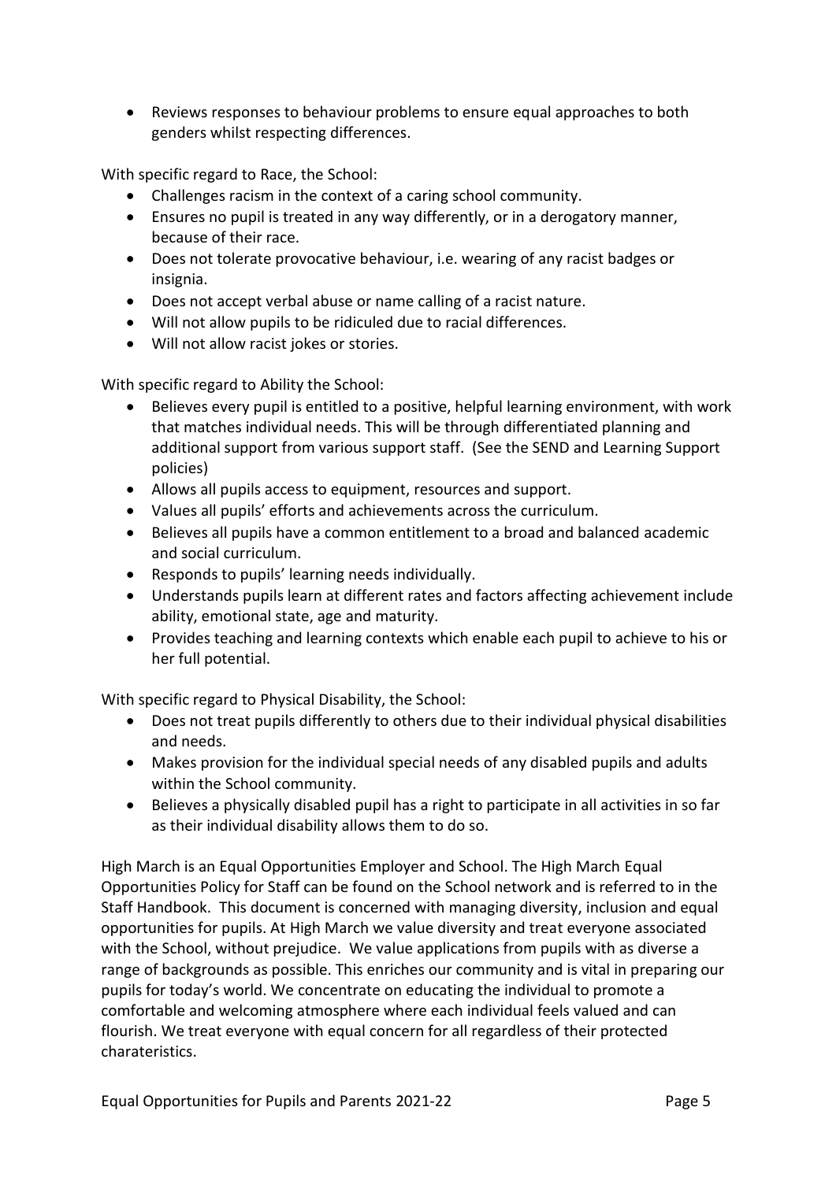- Reviews responses to behaviour problems to ensure equal approaches to both genders whilst respecting differences.

With specific regard to Race, the School:

- Challenges racism in the context of a caring school community.
- Ensures no pupil is treated in any way differently, or in a derogatory manner, because of their race.
- Does not tolerate provocative behaviour, i.e. wearing of any racist badges or insignia.
- Does not accept verbal abuse or name calling of a racist nature.
- Will not allow pupils to be ridiculed due to racial differences.
- Will not allow racist jokes or stories.

With specific regard to Ability the School:

- Believes every pupil is entitled to a positive, helpful learning environment, with work that matches individual needs. This will be through differentiated planning and additional support from various support staff. (See the SEND and Learning Support policies)
- Allows all pupils access to equipment, resources and support.
- Values all pupils' efforts and achievements across the curriculum.
- Believes all pupils have a common entitlement to a broad and balanced academic and social curriculum.
- Responds to pupils' learning needs individually.
- Understands pupils learn at different rates and factors affecting achievement include ability, emotional state, age and maturity.
- Provides teaching and learning contexts which enable each pupil to achieve to his or her full potential.

With specific regard to Physical Disability, the School:

- Does not treat pupils differently to others due to their individual physical disabilities and needs.
- Makes provision for the individual special needs of any disabled pupils and adults within the School community.
- Believes a physically disabled pupil has a right to participate in all activities in so far as their individual disability allows them to do so.

High March is an Equal Opportunities Employer and School. The High March Equal Opportunities Policy for Staff can be found on the School network and is referred to in the Staff Handbook. This document is concerned with managing diversity, inclusion and equal opportunities for pupils. At High March we value diversity and treat everyone associated with the School, without prejudice. We value applications from pupils with as diverse a range of backgrounds as possible. This enriches our community and is vital in preparing our pupils for today's world. We concentrate on educating the individual to promote a comfortable and welcoming atmosphere where each individual feels valued and can flourish. We treat everyone with equal concern for all regardless of their protected charateristics.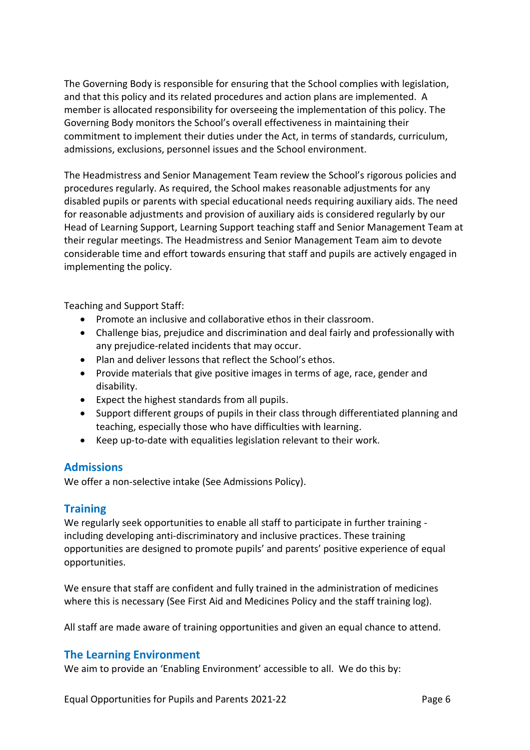The Governing Body is responsible for ensuring that the School complies with legislation, and that this policy and its related procedures and action plans are implemented. A member is allocated responsibility for overseeing the implementation of this policy. The Governing Body monitors the School's overall effectiveness in maintaining their commitment to implement their duties under the Act, in terms of standards, curriculum, admissions, exclusions, personnel issues and the School environment.

The Headmistress and Senior Management Team review the School's rigorous policies and procedures regularly. As required, the School makes reasonable adjustments for any disabled pupils or parents with special educational needs requiring auxiliary aids. The need for reasonable adjustments and provision of auxiliary aids is considered regularly by our Head of Learning Support, Learning Support teaching staff and Senior Management Team at their regular meetings. The Headmistress and Senior Management Team aim to devote considerable time and effort towards ensuring that staff and pupils are actively engaged in implementing the policy.

Teaching and Support Staff:

- Promote an inclusive and collaborative ethos in their classroom.
- Challenge bias, prejudice and discrimination and deal fairly and professionally with any prejudice-related incidents that may occur.
- Plan and deliver lessons that reflect the School's ethos.
- Provide materials that give positive images in terms of age, race, gender and disability.
- Expect the highest standards from all pupils.
- Support different groups of pupils in their class through differentiated planning and teaching, especially those who have difficulties with learning.
- Keep up-to-date with equalities legislation relevant to their work.

## Admissions

We offer a non-selective intake (See Admissions Policy).

## Training

We regularly seek opportunities to enable all staff to participate in further training - including developing anti-discriminatory and inclusive practices. These training opportunities are designed to promote pupils' and parents' positive experience of equal opportunities.

We ensure that staff are confident and fully trained in the administration of medicines where this is necessary (See First Aid and Medicines Policy and the staff training log).

All staff are made aware of training opportunities and given an equal chance to attend.

## The Learning Environment

We aim to provide an 'Enabling Environment' accessible to all. We do this by: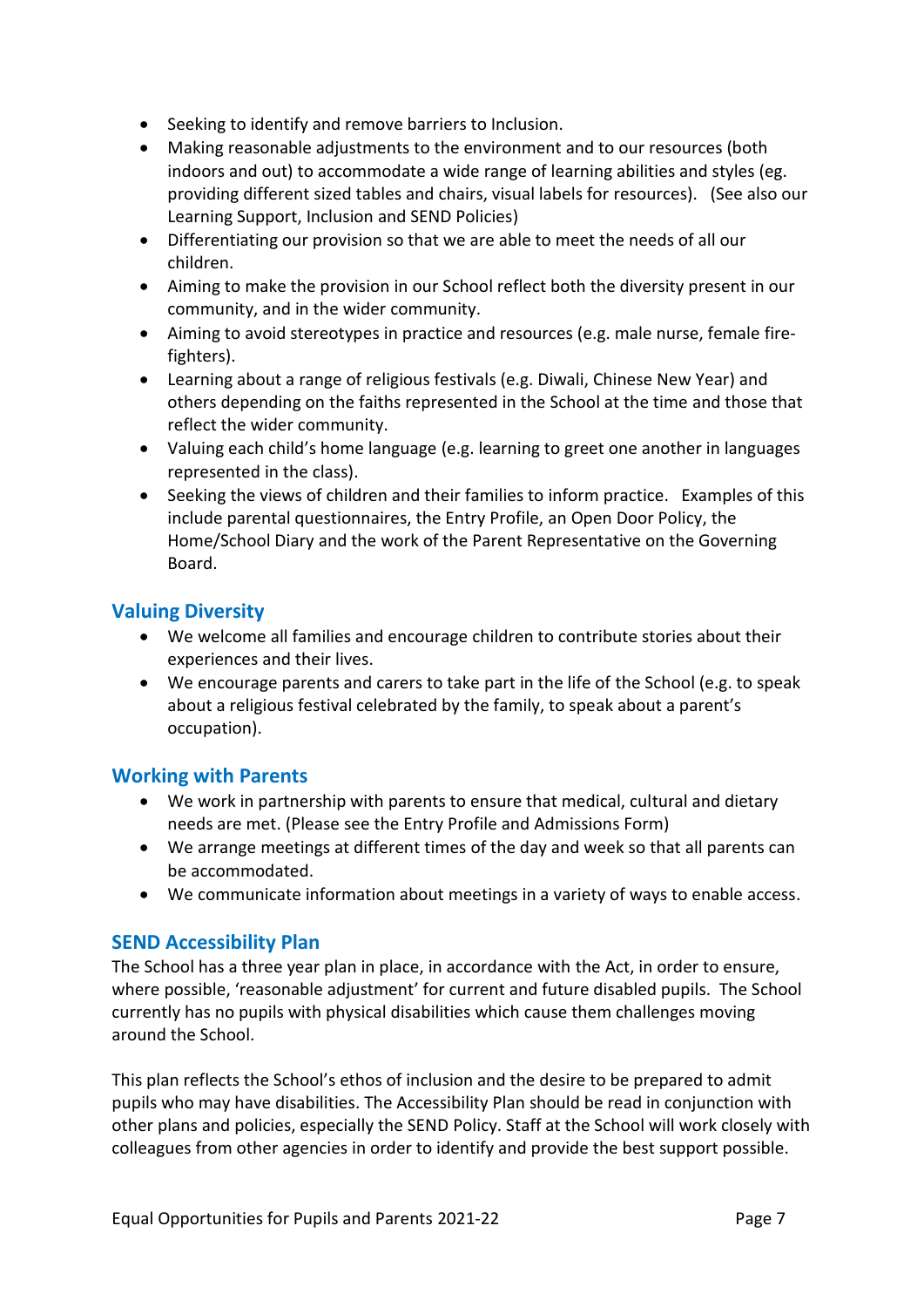- Seeking to identify and remove barriers to Inclusion.
- Making reasonable adjustments to the environment and to our resources (both indoors and out) to accommodate a wide range of learning abilities and styles (eg. providing different sized tables and chairs, visual labels for resources). (See also our Learning Support, Inclusion and SEND Policies)
- Differentiating our provision so that we are able to meet the needs of all our children.
- Aiming to make the provision in our School reflect both the diversity present in our community, and in the wider community.
- Aiming to avoid stereotypes in practice and resources (e.g. male nurse, female fire-fighters).
- Learning about a range of religious festivals (e.g. Diwali, Chinese New Year) and others depending on the faiths represented in the School at the time and those that reflect the wider community.
- Valuing each child's home language (e.g. learning to greet one another in languages represented in the class).
- Seeking the views of children and their families to inform practice. Examples of this include parental questionnaires, the Entry Profile, an Open Door Policy, the Home/School Diary and the work of the Parent Representative on the Governing Board.

## Valuing Diversity

- We welcome all families and encourage children to contribute stories about their experiences and their lives.
- We encourage parents and carers to take part in the life of the School (e.g. to speak about a religious festival celebrated by the family, to speak about a parent's occupation).

## Working with Parents

- We work in partnership with parents to ensure that medical, cultural and dietary needs are met. (Please see the Entry Profile and Admissions Form)
- We arrange meetings at different times of the day and week so that all parents can be accommodated.
- We communicate information about meetings in a variety of ways to enable access.

## SEND Accessibility Plan

The School has a three year plan in place, in accordance with the Act, in order to ensure, where possible, 'reasonable adjustment' for current and future disabled pupils. The School currently has no pupils with physical disabilities which cause them challenges moving around the School.

This plan reflects the School's ethos of inclusion and the desire to be prepared to admit pupils who may have disabilities. The Accessibility Plan should be read in conjunction with other plans and policies, especially the SEND Policy. Staff at the School will work closely with colleagues from other agencies in order to identify and provide the best support possible.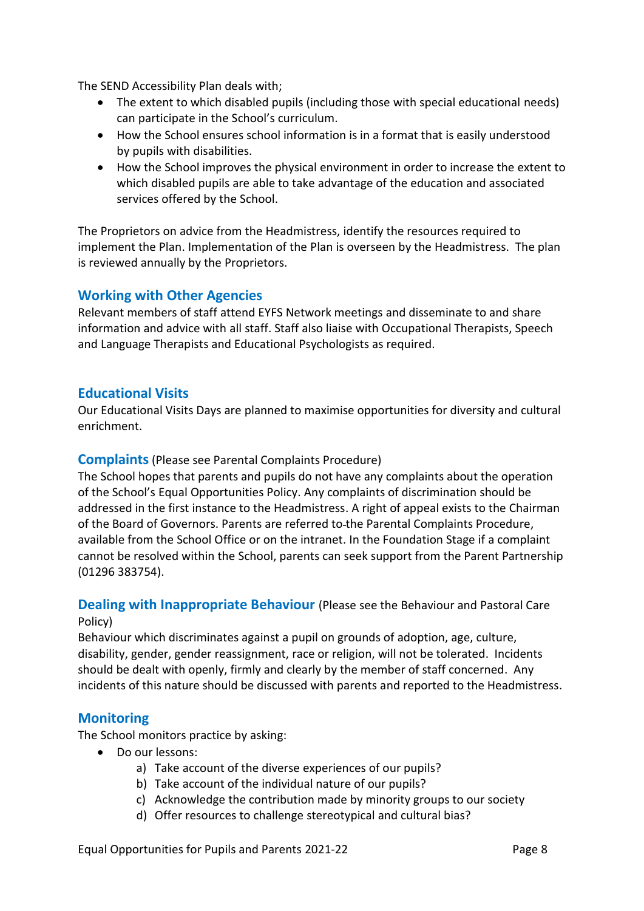The SEND Accessibility Plan deals with;

- The extent to which disabled pupils (including those with special educational needs) can participate in the School's curriculum.
- How the School ensures school information is in a format that is easily understood by pupils with disabilities.
- How the School improves the physical environment in order to increase the extent to which disabled pupils are able to take advantage of the education and associated services offered by the School.

The Proprietors on advice from the Headmistress, identify the resources required to implement the Plan. Implementation of the Plan is overseen by the Headmistress. The plan is reviewed annually by the Proprietors.

## Working with Other Agencies

Relevant members of staff attend EYFS Network meetings and disseminate to and share information and advice with all staff. Staff also liaise with Occupational Therapists, Speech and Language Therapists and Educational Psychologists as required.

## Educational Visits

Our Educational Visits Days are planned to maximise opportunities for diversity and cultural enrichment.

## Complaints (Please see Parental Complaints Procedure)

The School hopes that parents and pupils do not have any complaints about the operation of the School's Equal Opportunities Policy. Any complaints of discrimination should be addressed in the first instance to the Headmistress. A right of appeal exists to the Chairman of the Board of Governors. Parents are referred to the Parental Complaints Procedure, available from the School Office or on the intranet. In the Foundation Stage if a complaint cannot be resolved within the School, parents can seek support from the Parent Partnership (01296 383754).

## Dealing with Inappropriate Behaviour (Please see the Behaviour and Pastoral Care Policy)

Behaviour which discriminates against a pupil on grounds of adoption, age, culture, disability, gender, gender reassignment, race or religion, will not be tolerated. Incidents should be dealt with openly, firmly and clearly by the member of staff concerned. Any incidents of this nature should be discussed with parents and reported to the Headmistress.

## Monitoring

The School monitors practice by asking:

- Do our lessons:
    a) Take account of the diverse experiences of our pupils?
    b) Take account of the individual nature of our pupils?
    c) Acknowledge the contribution made by minority groups to our society
    d) Offer resources to challenge stereotypical and cultural bias?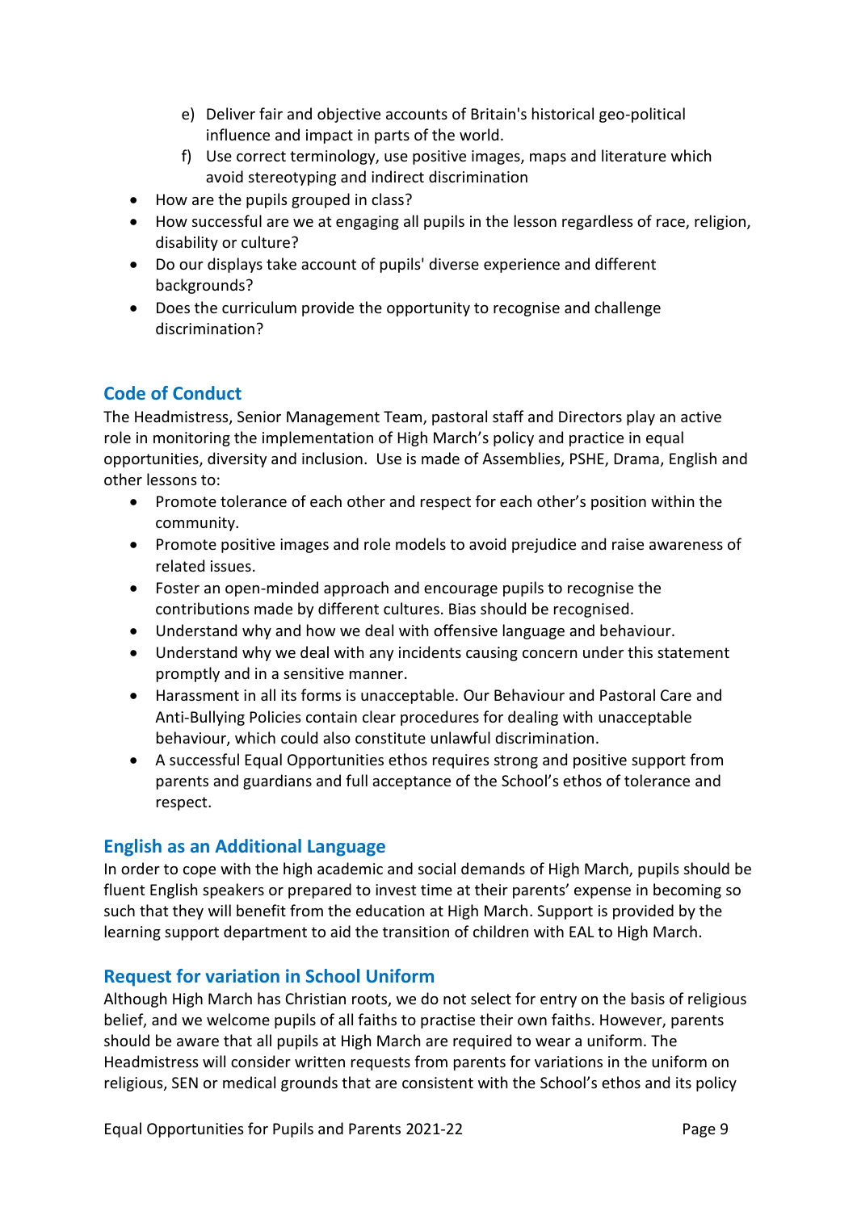e) Deliver fair and objective accounts of Britain's historical geo-political influence and impact in parts of the world.
f) Use correct terminology, use positive images, maps and literature which avoid stereotyping and indirect discrimination

- How are the pupils grouped in class?
- How successful are we at engaging all pupils in the lesson regardless of race, religion, disability or culture?
- Do our displays take account of pupils' diverse experience and different backgrounds?
- Does the curriculum provide the opportunity to recognise and challenge discrimination?

## Code of Conduct

The Headmistress, Senior Management Team, pastoral staff and Directors play an active role in monitoring the implementation of High March's policy and practice in equal opportunities, diversity and inclusion. Use is made of Assemblies, PSHE, Drama, English and other lessons to:

- Promote tolerance of each other and respect for each other's position within the community.
- Promote positive images and role models to avoid prejudice and raise awareness of related issues.
- Foster an open-minded approach and encourage pupils to recognise the contributions made by different cultures. Bias should be recognised.
- Understand why and how we deal with offensive language and behaviour.
- Understand why we deal with any incidents causing concern under this statement promptly and in a sensitive manner.
- Harassment in all its forms is unacceptable. Our Behaviour and Pastoral Care and Anti-Bullying Policies contain clear procedures for dealing with unacceptable behaviour, which could also constitute unlawful discrimination.
- A successful Equal Opportunities ethos requires strong and positive support from parents and guardians and full acceptance of the School's ethos of tolerance and respect.

## English as an Additional Language

In order to cope with the high academic and social demands of High March, pupils should be fluent English speakers or prepared to invest time at their parents' expense in becoming so such that they will benefit from the education at High March. Support is provided by the learning support department to aid the transition of children with EAL to High March.

## Request for variation in School Uniform

Although High March has Christian roots, we do not select for entry on the basis of religious belief, and we welcome pupils of all faiths to practise their own faiths. However, parents should be aware that all pupils at High March are required to wear a uniform. The Headmistress will consider written requests from parents for variations in the uniform on religious, SEN or medical grounds that are consistent with the School's ethos and its policy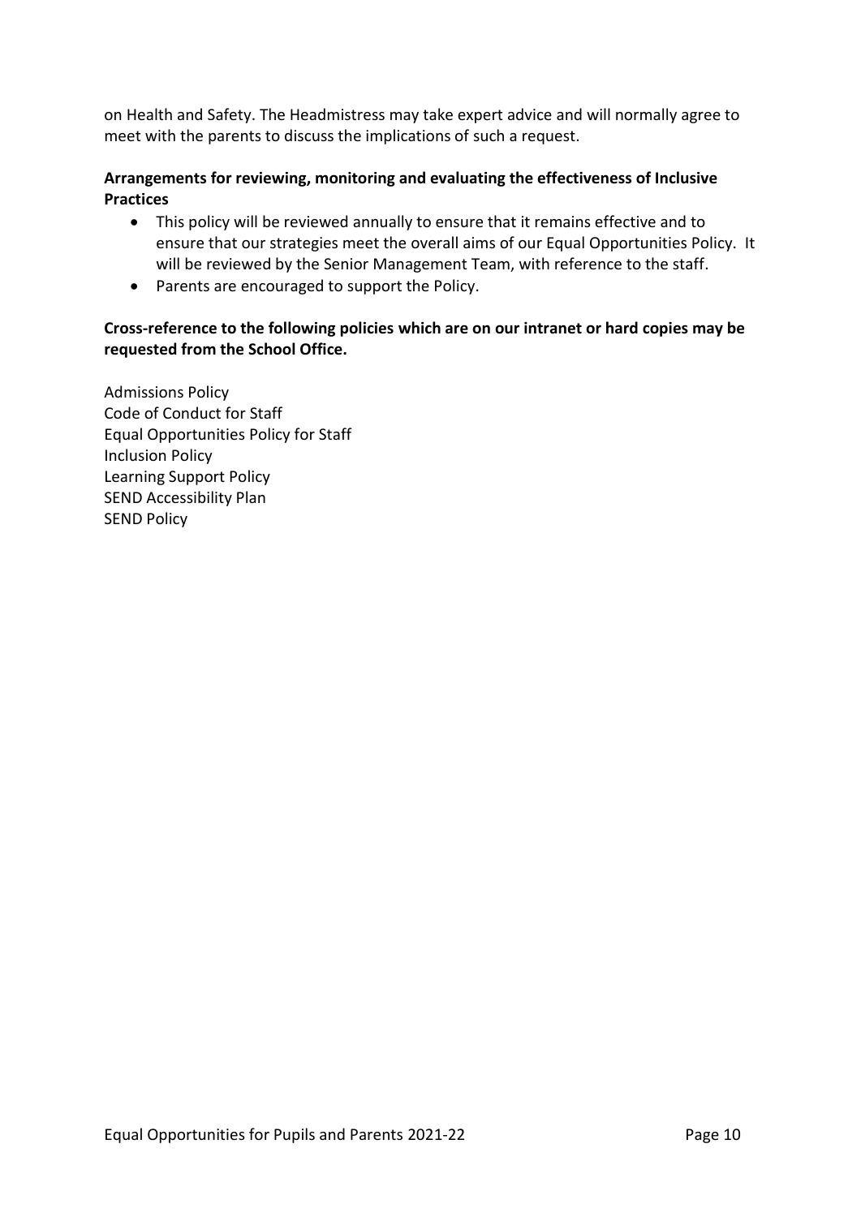on Health and Safety. The Headmistress may take expert advice and will normally agree to meet with the parents to discuss the implications of such a request.

**Arrangements for reviewing, monitoring and evaluating the effectiveness of Inclusive Practices**

- This policy will be reviewed annually to ensure that it remains effective and to ensure that our strategies meet the overall aims of our Equal Opportunities Policy. It will be reviewed by the Senior Management Team, with reference to the staff.
- Parents are encouraged to support the Policy.

**Cross-reference to the following policies which are on our intranet or hard copies may be requested from the School Office.**

Admissions Policy
Code of Conduct for Staff
Equal Opportunities Policy for Staff
Inclusion Policy
Learning Support Policy
SEND Accessibility Plan
SEND Policy